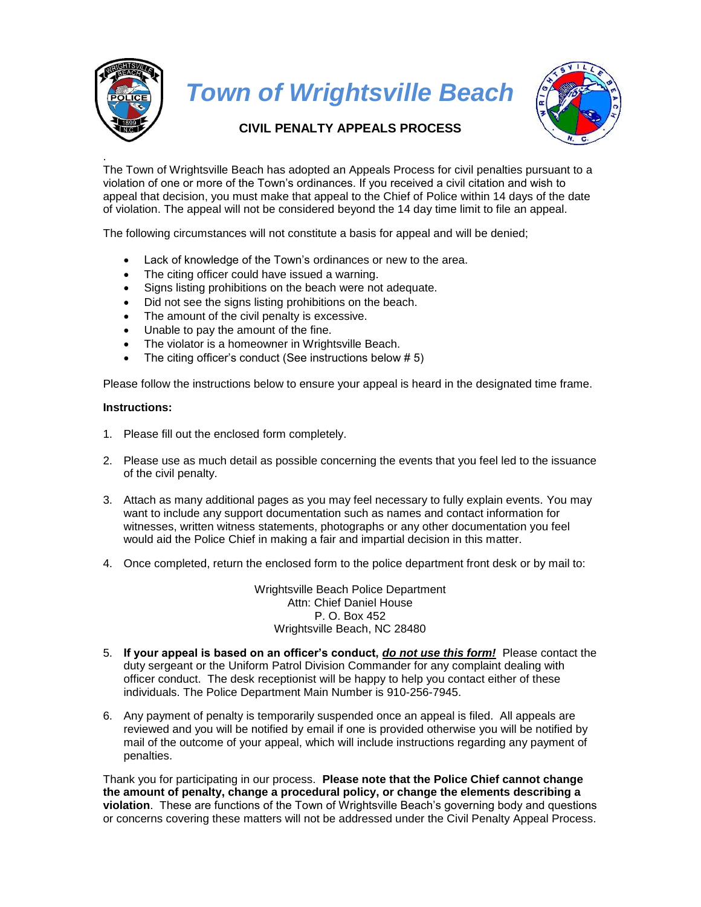# Town of Wrightsville Beach

## CIVIL PENALTY APPEALS PROCESS

The Town of Wrightsville Beach has adopted an Appeals Process for civil penalties pursuant to a violation of one or more of the Town's ordinances. If you received a civil citation and wish to appeal that decision, you must make that appeal to the Chief of Police within 14 days of the date of violation. The appeal will not be considered beyond the 14 day time limit to file an appeal.

The following circumstances will not constitute a basis for appeal and will be denied;

- Lack of knowledge of the Town's ordinances or new to the area.
- The citing officer could have issued a warning.
- Signs listing prohibitions on the beach were not adequate.
- Did not see the signs listing prohibitions on the beach.
- The amount of the civil penalty is excessive.
- Unable to pay the amount of the fine.
- The violator is a homeowner in Wrightsville Beach.
- The citing officer's conduct (See instructions below # 5)

Please follow the instructions below to ensure your appeal is heard in the designated time frame.

**Instructions:**

1. Please fill out the enclosed form completely.

2. Please use as much detail as possible concerning the events that you feel led to the issuance of the civil penalty.

3. Attach as many additional pages as you may feel necessary to fully explain events. You may want to include any support documentation such as names and contact information for witnesses, written witness statements, photographs or any other documentation you feel would aid the Police Chief in making a fair and impartial decision in this matter.

4. Once completed, return the enclosed form to the police department front desk or by mail to:

   Wrightsville Beach Police Department
   Attn: Chief Daniel House
   P. O. Box 452
   Wrightsville Beach, NC 28480

5. **If your appeal is based on an officer's conduct, *do not use this form!*** Please contact the duty sergeant or the Uniform Patrol Division Commander for any complaint dealing with officer conduct. The desk receptionist will be happy to help you contact either of these individuals. The Police Department Main Number is 910-256-7945.

6. Any payment of penalty is temporarily suspended once an appeal is filed. All appeals are reviewed and you will be notified by email if one is provided otherwise you will be notified by mail of the outcome of your appeal, which will include instructions regarding any payment of penalties.

Thank you for participating in our process. **Please note that the Police Chief cannot change the amount of penalty, change a procedural policy, or change the elements describing a violation**. These are functions of the Town of Wrightsville Beach's governing body and questions or concerns covering these matters will not be addressed under the Civil Penalty Appeal Process.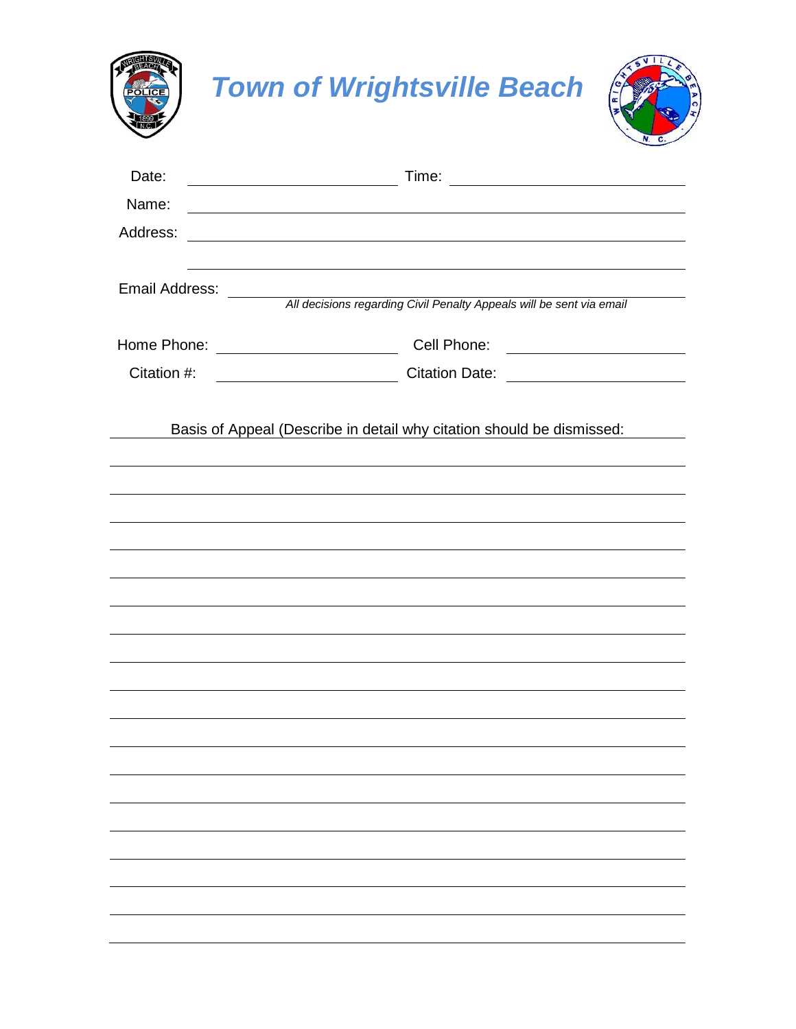# *Town of Wrightsville Beach*

Date: ______________________ Time: ______________________

Name: ______________________________________________

Address: ______________________________________________

______________________________________________

Email Address: ______________________________________________

*All decisions regarding Civil Penalty Appeals will be sent via email*

Home Phone: ______________________ Cell Phone: ______________________

Citation #: ______________________ Citation Date: ______________________

Basis of Appeal (Describe in detail why citation should be dismissed:

______________________________________________

______________________________________________

______________________________________________

______________________________________________

______________________________________________

______________________________________________

______________________________________________

______________________________________________

______________________________________________

______________________________________________

______________________________________________

______________________________________________

______________________________________________

______________________________________________

______________________________________________

______________________________________________

______________________________________________

______________________________________________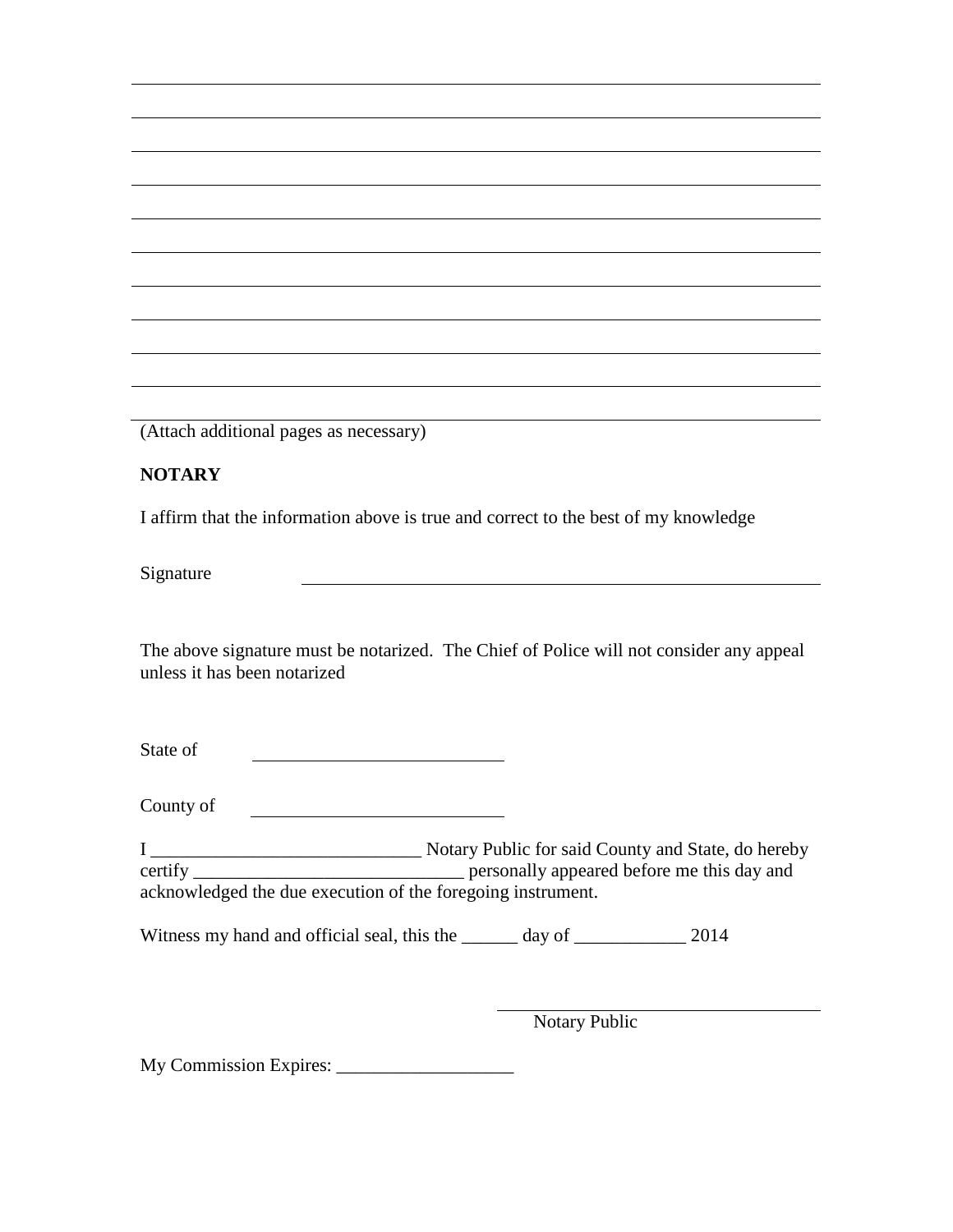______________________________________________________________________________

______________________________________________________________________________

______________________________________________________________________________

______________________________________________________________________________

______________________________________________________________________________

______________________________________________________________________________

______________________________________________________________________________

______________________________________________________________________________

______________________________________________________________________________

______________________________________________________________________________

______________________________________________________________________________

(Attach additional pages as necessary)

**NOTARY**

I affirm that the information above is true and correct to the best of my knowledge

Signature ____________________________________________

The above signature must be notarized. The Chief of Police will not consider any appeal unless it has been notarized

State of ____________________________

County of ____________________________

I ______________________________ Notary Public for said County and State, do hereby certify ______________________________ personally appeared before me this day and acknowledged the due execution of the foregoing instrument.

Witness my hand and official seal, this the ______ day of ____________ 2014

____________________________________
Notary Public

My Commission Expires: ___________________